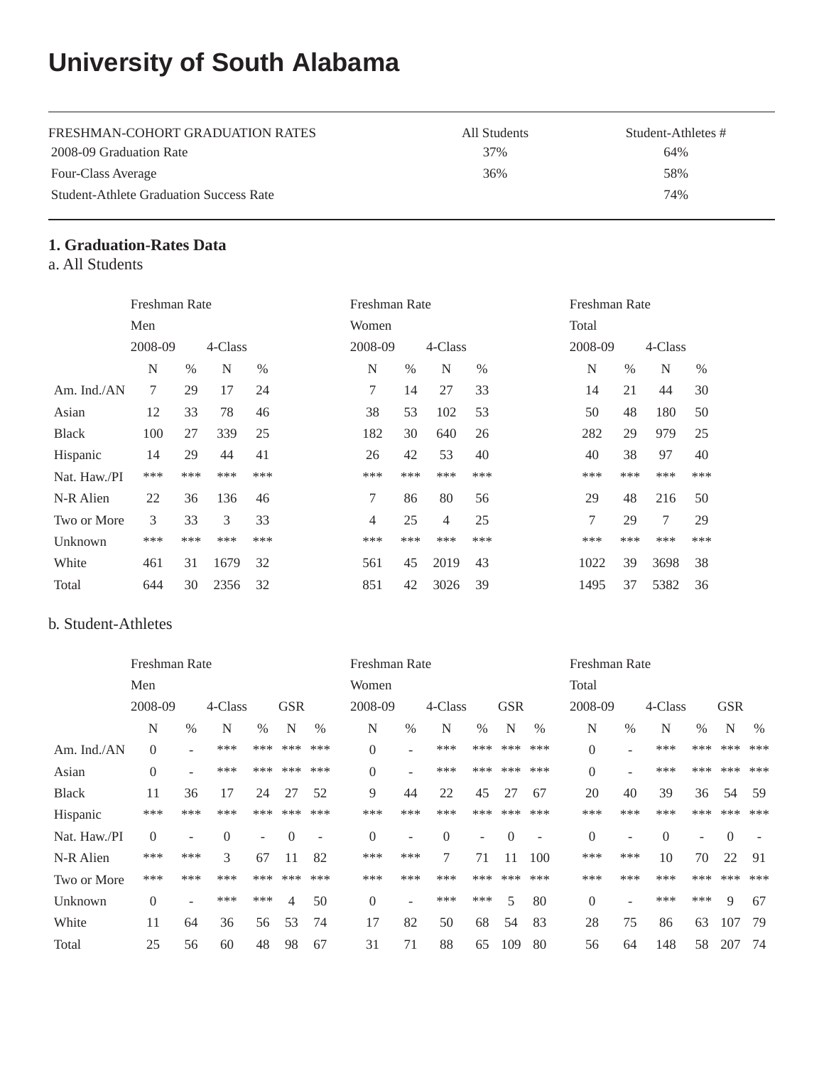# University of South Alabama

| FRESHMAN-COHORT GRADUATION RATES | All Students | Student-Athletes # |
|---|---|---|
| 2008-09 Graduation Rate | 37% | 64% |
| Four-Class Average | 36% | 58% |
| Student-Athlete Graduation Success Rate | | 74% |

## 1. Graduation-Rates Data

### a. All Students

| | Freshman Rate Men | | | | Freshman Rate Women | | | | Freshman Rate Total | | | |
|---|---|---|---|---|---|---|---|---|---|---|---|---|
| | 2008-09 | | 4-Class | | 2008-09 | | 4-Class | | 2008-09 | | 4-Class | |
| | N | % | N | % | N | % | N | % | N | % | N | % |
| Am. Ind./AN | 7 | 29 | 17 | 24 | 7 | 14 | 27 | 33 | 14 | 21 | 44 | 30 |
| Asian | 12 | 33 | 78 | 46 | 38 | 53 | 102 | 53 | 50 | 48 | 180 | 50 |
| Black | 100 | 27 | 339 | 25 | 182 | 30 | 640 | 26 | 282 | 29 | 979 | 25 |
| Hispanic | 14 | 29 | 44 | 41 | 26 | 42 | 53 | 40 | 40 | 38 | 97 | 40 |
| Nat. Haw./PI | *** | *** | *** | *** | *** | *** | *** | *** | *** | *** | *** | *** |
| N-R Alien | 22 | 36 | 136 | 46 | 7 | 86 | 80 | 56 | 29 | 48 | 216 | 50 |
| Two or More | 3 | 33 | 3 | 33 | 4 | 25 | 4 | 25 | 7 | 29 | 7 | 29 |
| Unknown | *** | *** | *** | *** | *** | *** | *** | *** | *** | *** | *** | *** |
| White | 461 | 31 | 1679 | 32 | 561 | 45 | 2019 | 43 | 1022 | 39 | 3698 | 38 |
| Total | 644 | 30 | 2356 | 32 | 851 | 42 | 3026 | 39 | 1495 | 37 | 5382 | 36 |

### b. Student-Athletes

| | Freshman Rate Men | | | | | | Freshman Rate Women | | | | | | Freshman Rate Total | | | | | |
|---|---|---|---|---|---|---|---|---|---|---|---|---|---|---|---|---|---|---|
| | 2008-09 | | 4-Class | | GSR | | 2008-09 | | 4-Class | | GSR | | 2008-09 | | 4-Class | | GSR | |
| | N | % | N | % | N | % | N | % | N | % | N | % | N | % | N | % | N | % |
| Am. Ind./AN | 0 | - | *** | *** | *** | *** | 0 | - | *** | *** | *** | *** | 0 | - | *** | *** | *** | *** |
| Asian | 0 | - | *** | *** | *** | *** | 0 | - | *** | *** | *** | *** | 0 | - | *** | *** | *** | *** |
| Black | 11 | 36 | 17 | 24 | 27 | 52 | 9 | 44 | 22 | 45 | 27 | 67 | 20 | 40 | 39 | 36 | 54 | 59 |
| Hispanic | *** | *** | *** | *** | *** | *** | *** | *** | *** | *** | *** | *** | *** | *** | *** | *** | *** | *** |
| Nat. Haw./PI | 0 | - | 0 | - | 0 | - | 0 | - | 0 | - | 0 | - | 0 | - | 0 | - | 0 | - |
| N-R Alien | *** | *** | 3 | 67 | 11 | 82 | *** | *** | 7 | 71 | 11 | 100 | *** | *** | 10 | 70 | 22 | 91 |
| Two or More | *** | *** | *** | *** | *** | *** | *** | *** | *** | *** | *** | *** | *** | *** | *** | *** | *** | *** |
| Unknown | 0 | - | *** | *** | 4 | 50 | 0 | - | *** | *** | 5 | 80 | 0 | - | *** | *** | 9 | 67 |
| White | 11 | 64 | 36 | 56 | 53 | 74 | 17 | 82 | 50 | 68 | 54 | 83 | 28 | 75 | 86 | 63 | 107 | 79 |
| Total | 25 | 56 | 60 | 48 | 98 | 67 | 31 | 71 | 88 | 65 | 109 | 80 | 56 | 64 | 148 | 58 | 207 | 74 |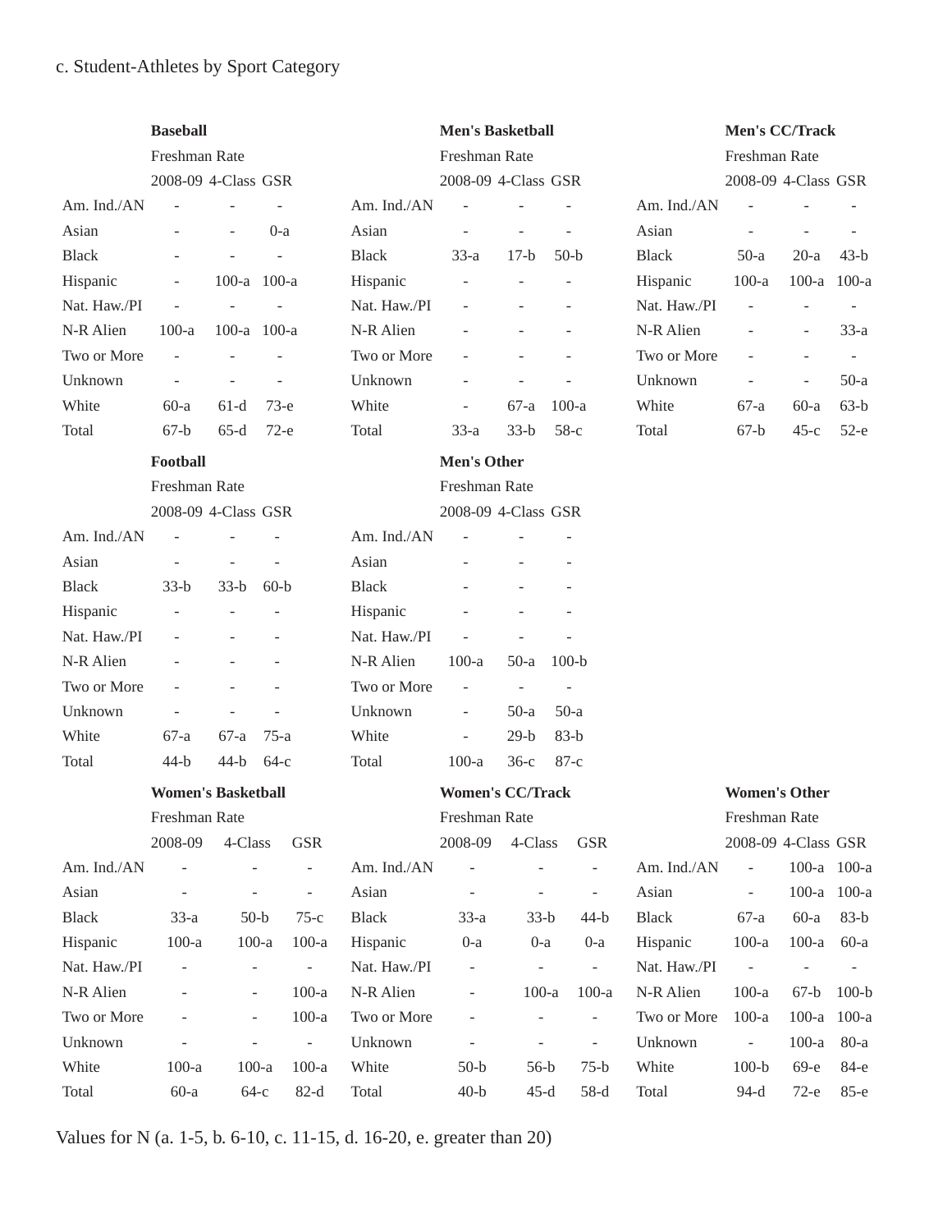c. Student-Athletes by Sport Category

**Baseball**

| | Freshman Rate | | |
|---|---|---|---|
| | 2008-09 | 4-Class | GSR |
| Am. Ind./AN | - | - | - |
| Asian | - | - | 0-a |
| Black | - | - | - |
| Hispanic | - | 100-a | 100-a |
| Nat. Haw./PI | - | - | - |
| N-R Alien | 100-a | 100-a | 100-a |
| Two or More | - | - | - |
| Unknown | - | - | - |
| White | 60-a | 61-d | 73-e |
| Total | 67-b | 65-d | 72-e |

**Men's Basketball**

| | Freshman Rate | | |
|---|---|---|---|
| | 2008-09 | 4-Class | GSR |
| Am. Ind./AN | - | - | - |
| Asian | - | - | - |
| Black | 33-a | 17-b | 50-b |
| Hispanic | - | - | - |
| Nat. Haw./PI | - | - | - |
| N-R Alien | - | - | - |
| Two or More | - | - | - |
| Unknown | - | - | - |
| White | - | 67-a | 100-a |
| Total | 33-a | 33-b | 58-c |

**Men's CC/Track**

| | Freshman Rate | | |
|---|---|---|---|
| | 2008-09 | 4-Class | GSR |
| Am. Ind./AN | - | - | - |
| Asian | - | - | - |
| Black | 50-a | 20-a | 43-b |
| Hispanic | 100-a | 100-a | 100-a |
| Nat. Haw./PI | - | - | - |
| N-R Alien | - | - | 33-a |
| Two or More | - | - | - |
| Unknown | - | - | 50-a |
| White | 67-a | 60-a | 63-b |
| Total | 67-b | 45-c | 52-e |

**Football**

| | Freshman Rate | | |
|---|---|---|---|
| | 2008-09 | 4-Class | GSR |
| Am. Ind./AN | - | - | - |
| Asian | - | - | - |
| Black | 33-b | 33-b | 60-b |
| Hispanic | - | - | - |
| Nat. Haw./PI | - | - | - |
| N-R Alien | - | - | - |
| Two or More | - | - | - |
| Unknown | - | - | - |
| White | 67-a | 67-a | 75-a |
| Total | 44-b | 44-b | 64-c |

**Men's Other**

| | Freshman Rate | | |
|---|---|---|---|
| | 2008-09 | 4-Class | GSR |
| Am. Ind./AN | - | - | - |
| Asian | - | - | - |
| Black | - | - | - |
| Hispanic | - | - | - |
| Nat. Haw./PI | - | - | - |
| N-R Alien | 100-a | 50-a | 100-b |
| Two or More | - | - | - |
| Unknown | - | 50-a | 50-a |
| White | - | 29-b | 83-b |
| Total | 100-a | 36-c | 87-c |

**Women's Basketball**

| | Freshman Rate | | |
|---|---|---|---|
| | 2008-09 | 4-Class | GSR |
| Am. Ind./AN | - | - | - |
| Asian | - | - | - |
| Black | 33-a | 50-b | 75-c |
| Hispanic | 100-a | 100-a | 100-a |
| Nat. Haw./PI | - | - | - |
| N-R Alien | - | - | 100-a |
| Two or More | - | - | 100-a |
| Unknown | - | - | - |
| White | 100-a | 100-a | 100-a |
| Total | 60-a | 64-c | 82-d |

**Women's CC/Track**

| | Freshman Rate | | |
|---|---|---|---|
| | 2008-09 | 4-Class | GSR |
| Am. Ind./AN | - | - | - |
| Asian | - | - | - |
| Black | 33-a | 33-b | 44-b |
| Hispanic | 0-a | 0-a | 0-a |
| Nat. Haw./PI | - | - | - |
| N-R Alien | - | 100-a | 100-a |
| Two or More | - | - | - |
| Unknown | - | - | - |
| White | 50-b | 56-b | 75-b |
| Total | 40-b | 45-d | 58-d |

**Women's Other**

| | Freshman Rate | | |
|---|---|---|---|
| | 2008-09 | 4-Class | GSR |
| Am. Ind./AN | - | 100-a | 100-a |
| Asian | - | 100-a | 100-a |
| Black | 67-a | 60-a | 83-b |
| Hispanic | 100-a | 100-a | 60-a |
| Nat. Haw./PI | - | - | - |
| N-R Alien | 100-a | 67-b | 100-b |
| Two or More | 100-a | 100-a | 100-a |
| Unknown | - | 100-a | 80-a |
| White | 100-b | 69-e | 84-e |
| Total | 94-d | 72-e | 85-e |

Values for N (a. 1-5, b. 6-10, c. 11-15, d. 16-20, e. greater than 20)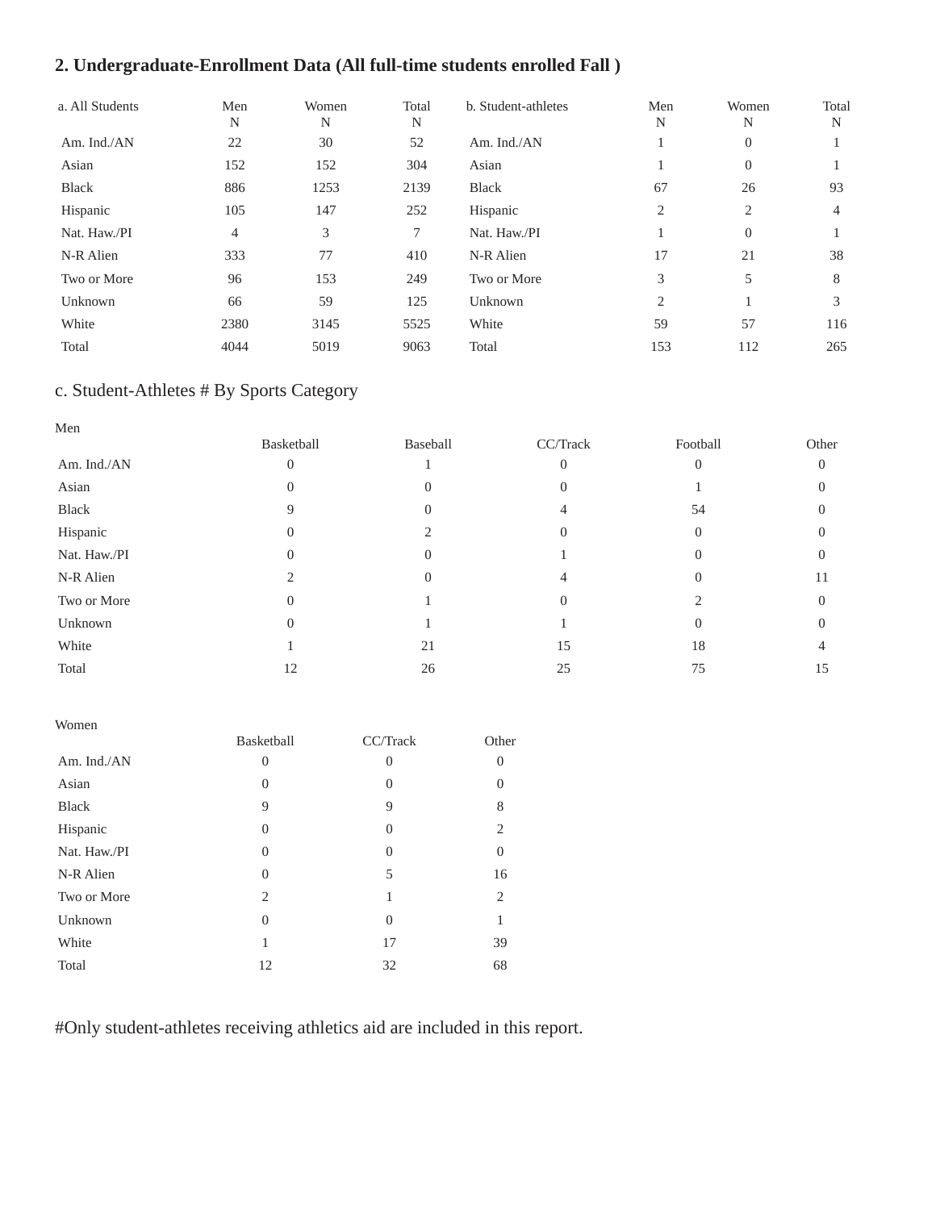## 2. Undergraduate-Enrollment Data (All full-time students enrolled Fall )

| a. All Students | Men N | Women N | Total N | b. Student-athletes | Men N | Women N | Total N |
|---|---|---|---|---|---|---|---|
| Am. Ind./AN | 22 | 30 | 52 | Am. Ind./AN | 1 | 0 | 1 |
| Asian | 152 | 152 | 304 | Asian | 1 | 0 | 1 |
| Black | 886 | 1253 | 2139 | Black | 67 | 26 | 93 |
| Hispanic | 105 | 147 | 252 | Hispanic | 2 | 2 | 4 |
| Nat. Haw./PI | 4 | 3 | 7 | Nat. Haw./PI | 1 | 0 | 1 |
| N-R Alien | 333 | 77 | 410 | N-R Alien | 17 | 21 | 38 |
| Two or More | 96 | 153 | 249 | Two or More | 3 | 5 | 8 |
| Unknown | 66 | 59 | 125 | Unknown | 2 | 1 | 3 |
| White | 2380 | 3145 | 5525 | White | 59 | 57 | 116 |
| Total | 4044 | 5019 | 9063 | Total | 153 | 112 | 265 |

### c. Student-Athletes # By Sports Category

Men

| | Basketball | Baseball | CC/Track | Football | Other |
|---|---|---|---|---|---|
| Am. Ind./AN | 0 | 1 | 0 | 0 | 0 |
| Asian | 0 | 0 | 0 | 1 | 0 |
| Black | 9 | 0 | 4 | 54 | 0 |
| Hispanic | 0 | 2 | 0 | 0 | 0 |
| Nat. Haw./PI | 0 | 0 | 1 | 0 | 0 |
| N-R Alien | 2 | 0 | 4 | 0 | 11 |
| Two or More | 0 | 1 | 0 | 2 | 0 |
| Unknown | 0 | 1 | 1 | 0 | 0 |
| White | 1 | 21 | 15 | 18 | 4 |
| Total | 12 | 26 | 25 | 75 | 15 |

Women

| | Basketball | CC/Track | Other |
|---|---|---|---|
| Am. Ind./AN | 0 | 0 | 0 |
| Asian | 0 | 0 | 0 |
| Black | 9 | 9 | 8 |
| Hispanic | 0 | 0 | 2 |
| Nat. Haw./PI | 0 | 0 | 0 |
| N-R Alien | 0 | 5 | 16 |
| Two or More | 2 | 1 | 2 |
| Unknown | 0 | 0 | 1 |
| White | 1 | 17 | 39 |
| Total | 12 | 32 | 68 |

#Only student-athletes receiving athletics aid are included in this report.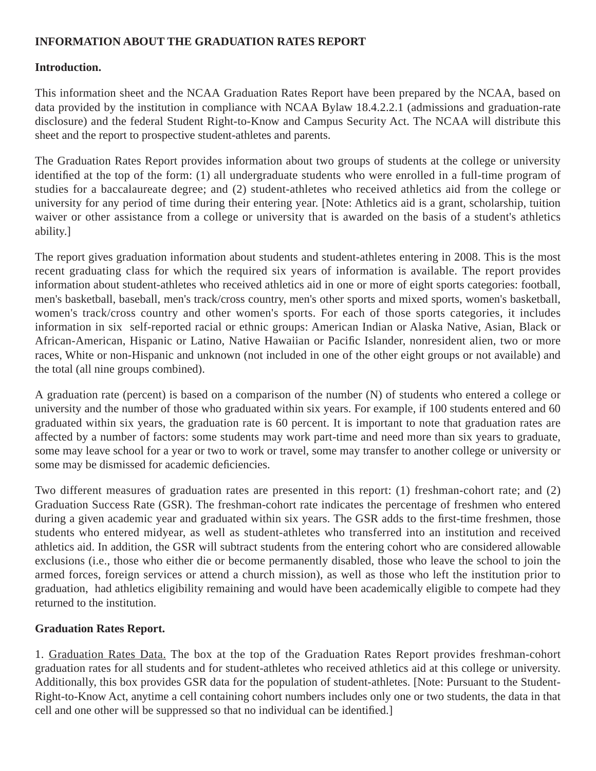**INFORMATION ABOUT THE GRADUATION RATES REPORT**

**Introduction.**

This information sheet and the NCAA Graduation Rates Report have been prepared by the NCAA, based on data provided by the institution in compliance with NCAA Bylaw 18.4.2.2.1 (admissions and graduation-rate disclosure) and the federal Student Right-to-Know and Campus Security Act. The NCAA will distribute this sheet and the report to prospective student-athletes and parents.

The Graduation Rates Report provides information about two groups of students at the college or university identified at the top of the form: (1) all undergraduate students who were enrolled in a full-time program of studies for a baccalaureate degree; and (2) student-athletes who received athletics aid from the college or university for any period of time during their entering year. [Note: Athletics aid is a grant, scholarship, tuition waiver or other assistance from a college or university that is awarded on the basis of a student's athletics ability.]

The report gives graduation information about students and student-athletes entering in 2008. This is the most recent graduating class for which the required six years of information is available. The report provides information about student-athletes who received athletics aid in one or more of eight sports categories: football, men's basketball, baseball, men's track/cross country, men's other sports and mixed sports, women's basketball, women's track/cross country and other women's sports. For each of those sports categories, it includes information in six self-reported racial or ethnic groups: American Indian or Alaska Native, Asian, Black or African-American, Hispanic or Latino, Native Hawaiian or Pacific Islander, nonresident alien, two or more races, White or non-Hispanic and unknown (not included in one of the other eight groups or not available) and the total (all nine groups combined).

A graduation rate (percent) is based on a comparison of the number (N) of students who entered a college or university and the number of those who graduated within six years. For example, if 100 students entered and 60 graduated within six years, the graduation rate is 60 percent. It is important to note that graduation rates are affected by a number of factors: some students may work part-time and need more than six years to graduate, some may leave school for a year or two to work or travel, some may transfer to another college or university or some may be dismissed for academic deficiencies.

Two different measures of graduation rates are presented in this report: (1) freshman-cohort rate; and (2) Graduation Success Rate (GSR). The freshman-cohort rate indicates the percentage of freshmen who entered during a given academic year and graduated within six years. The GSR adds to the first-time freshmen, those students who entered midyear, as well as student-athletes who transferred into an institution and received athletics aid. In addition, the GSR will subtract students from the entering cohort who are considered allowable exclusions (i.e., those who either die or become permanently disabled, those who leave the school to join the armed forces, foreign services or attend a church mission), as well as those who left the institution prior to graduation, had athletics eligibility remaining and would have been academically eligible to compete had they returned to the institution.

**Graduation Rates Report.**

1. Graduation Rates Data. The box at the top of the Graduation Rates Report provides freshman-cohort graduation rates for all students and for student-athletes who received athletics aid at this college or university. Additionally, this box provides GSR data for the population of student-athletes. [Note: Pursuant to the Student-Right-to-Know Act, anytime a cell containing cohort numbers includes only one or two students, the data in that cell and one other will be suppressed so that no individual can be identified.]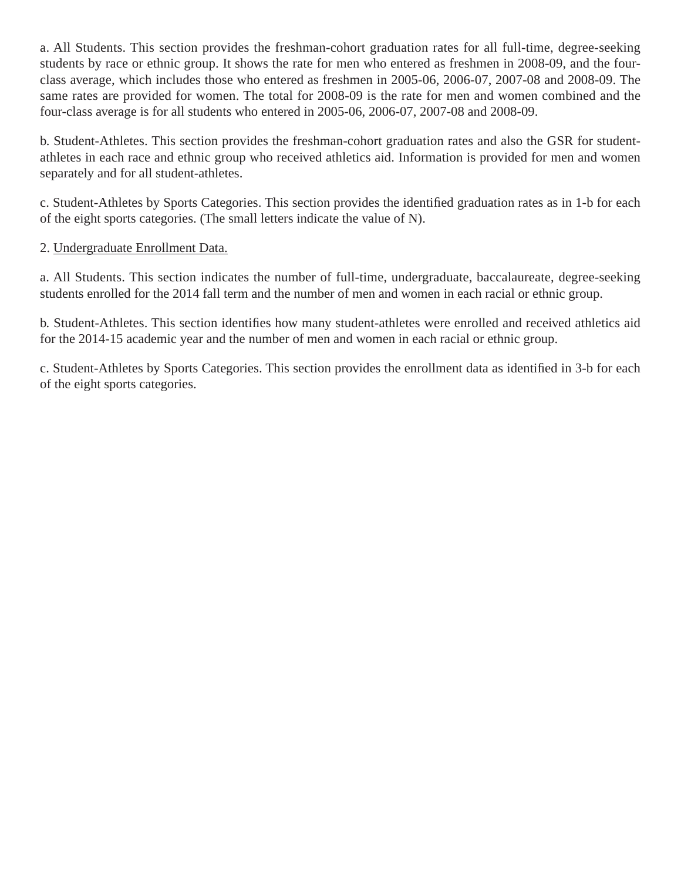a. All Students. This section provides the freshman-cohort graduation rates for all full-time, degree-seeking students by race or ethnic group. It shows the rate for men who entered as freshmen in 2008-09, and the four-class average, which includes those who entered as freshmen in 2005-06, 2006-07, 2007-08 and 2008-09. The same rates are provided for women. The total for 2008-09 is the rate for men and women combined and the four-class average is for all students who entered in 2005-06, 2006-07, 2007-08 and 2008-09.

b. Student-Athletes. This section provides the freshman-cohort graduation rates and also the GSR for student-athletes in each race and ethnic group who received athletics aid. Information is provided for men and women separately and for all student-athletes.

c. Student-Athletes by Sports Categories. This section provides the identified graduation rates as in 1-b for each of the eight sports categories. (The small letters indicate the value of N).

2. <u>Undergraduate Enrollment Data.</u>

a. All Students. This section indicates the number of full-time, undergraduate, baccalaureate, degree-seeking students enrolled for the 2014 fall term and the number of men and women in each racial or ethnic group.

b. Student-Athletes. This section identifies how many student-athletes were enrolled and received athletics aid for the 2014-15 academic year and the number of men and women in each racial or ethnic group.

c. Student-Athletes by Sports Categories. This section provides the enrollment data as identified in 3-b for each of the eight sports categories.